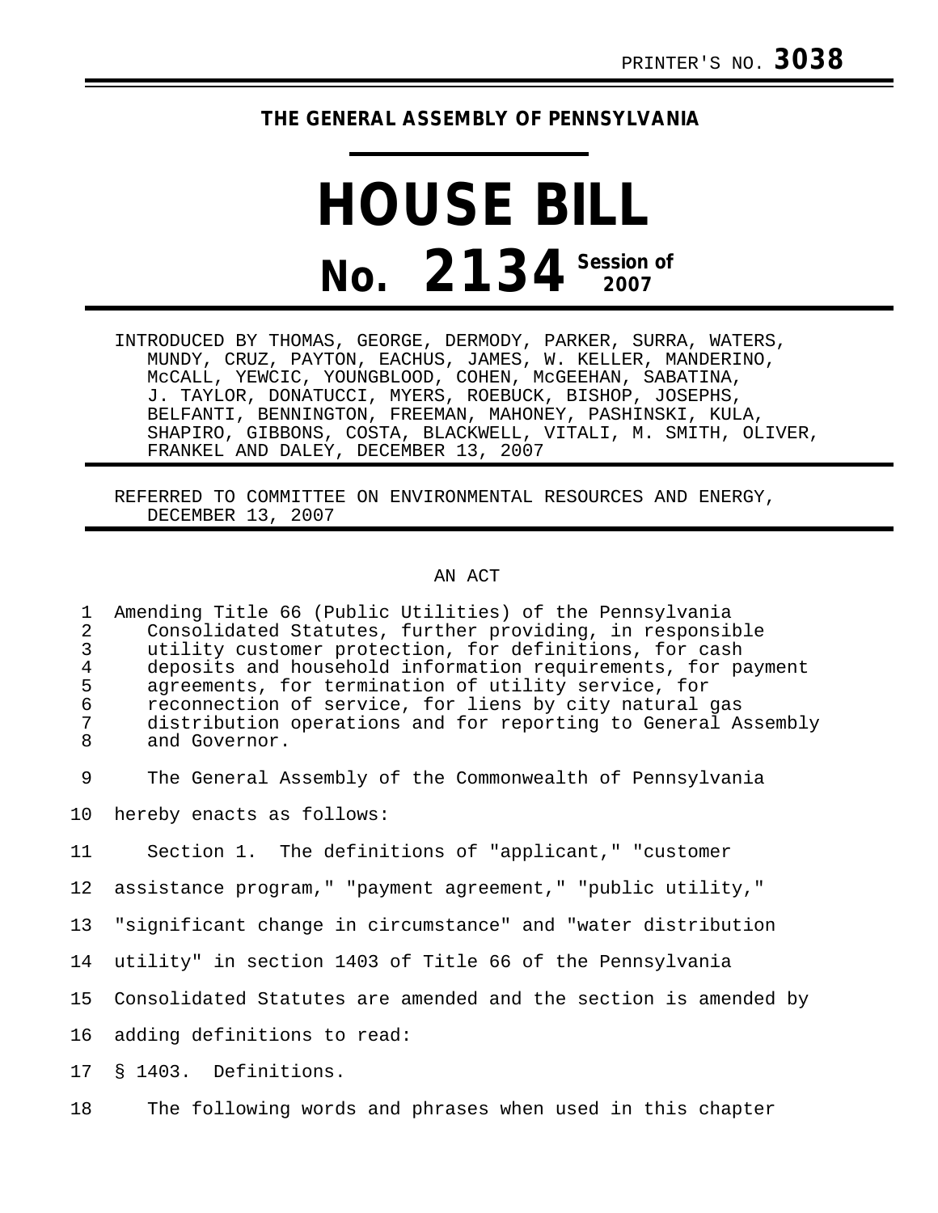PRINTER'S NO. **3038**

# THE GENERAL ASSEMBLY OF PENNSYLVANIA

# HOUSE BILL

## No. 2134 Session of 2007

INTRODUCED BY THOMAS, GEORGE, DERMODY, PARKER, SURRA, WATERS, MUNDY, CRUZ, PAYTON, EACHUS, JAMES, W. KELLER, MANDERINO, McCALL, YEWCIC, YOUNGBLOOD, COHEN, McGEEHAN, SABATINA, J. TAYLOR, DONATUCCI, MYERS, ROEBUCK, BISHOP, JOSEPHS, BELFANTI, BENNINGTON, FREEMAN, MAHONEY, PASHINSKI, KULA, SHAPIRO, GIBBONS, COSTA, BLACKWELL, VITALI, M. SMITH, OLIVER, FRANKEL AND DALEY, DECEMBER 13, 2007

REFERRED TO COMMITTEE ON ENVIRONMENTAL RESOURCES AND ENERGY, DECEMBER 13, 2007

AN ACT

1 Amending Title 66 (Public Utilities) of the Pennsylvania
2 Consolidated Statutes, further providing, in responsible
3 utility customer protection, for definitions, for cash
4 deposits and household information requirements, for payment
5 agreements, for termination of utility service, for
6 reconnection of service, for liens by city natural gas
7 distribution operations and for reporting to General Assembly
8 and Governor.

9 The General Assembly of the Commonwealth of Pennsylvania
10 hereby enacts as follows:

11 Section 1. The definitions of "applicant," "customer
12 assistance program," "payment agreement," "public utility,"
13 "significant change in circumstance" and "water distribution
14 utility" in section 1403 of Title 66 of the Pennsylvania
15 Consolidated Statutes are amended and the section is amended by
16 adding definitions to read:

17 § 1403. Definitions.

18 The following words and phrases when used in this chapter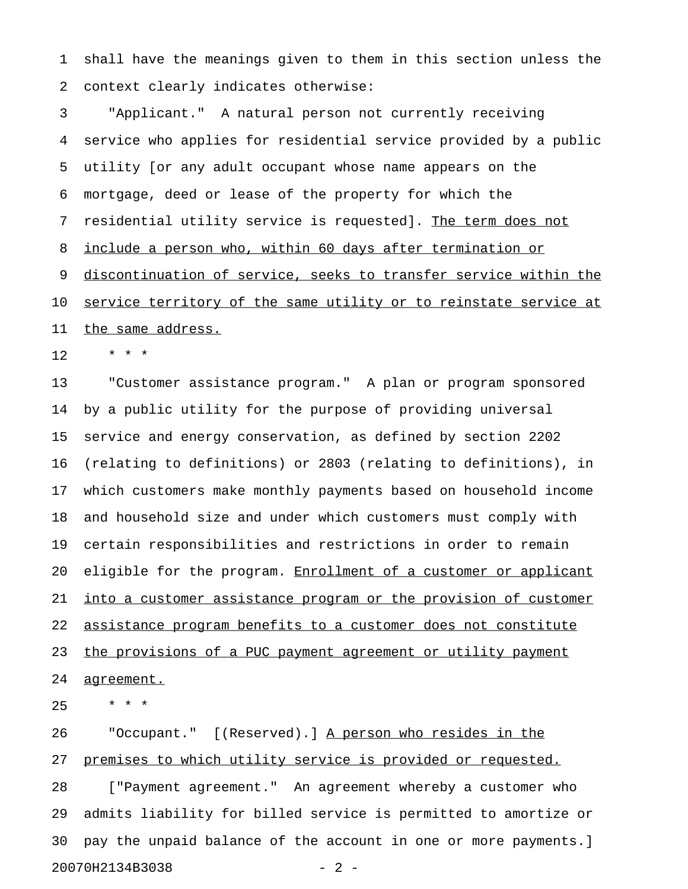shall have the meanings given to them in this section unless the context clearly indicates otherwise:

"Applicant." A natural person not currently receiving service who applies for residential service provided by a public utility [or any adult occupant whose name appears on the mortgage, deed or lease of the property for which the residential utility service is requested]. <u>The term does not include a person who, within 60 days after termination or discontinuation of service, seeks to transfer service within the service territory of the same utility or to reinstate service at the same address.</u>

\* \* \*

"Customer assistance program." A plan or program sponsored by a public utility for the purpose of providing universal service and energy conservation, as defined by section 2202 (relating to definitions) or 2803 (relating to definitions), in which customers make monthly payments based on household income and household size and under which customers must comply with certain responsibilities and restrictions in order to remain eligible for the program. <u>Enrollment of a customer or applicant into a customer assistance program or the provision of customer assistance program benefits to a customer does not constitute the provisions of a PUC payment agreement or utility payment agreement.</u>

\* \* \*

"Occupant." [(Reserved).] <u>A person who resides in the premises to which utility service is provided or requested.</u>

["Payment agreement." An agreement whereby a customer who admits liability for billed service is permitted to amortize or pay the unpaid balance of the account in one or more payments.]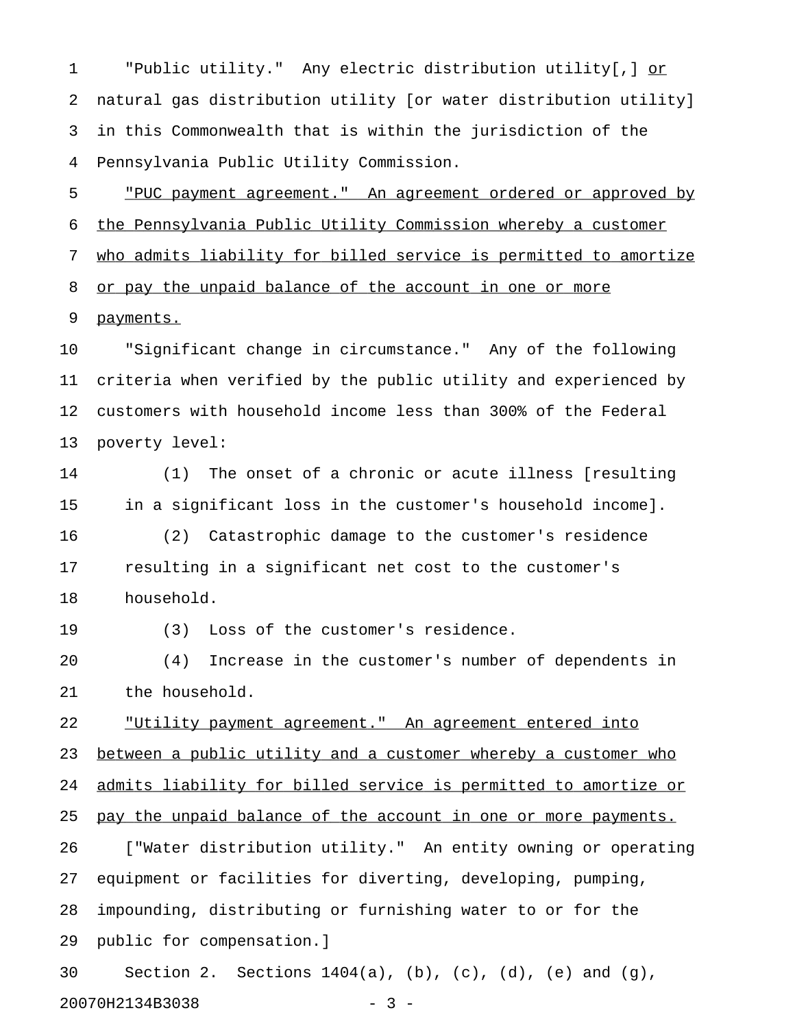"Public utility." Any electric distribution utility[,] <u>or</u> natural gas distribution utility [or water distribution utility] in this Commonwealth that is within the jurisdiction of the Pennsylvania Public Utility Commission.

<u>"PUC payment agreement." An agreement ordered or approved by the Pennsylvania Public Utility Commission whereby a customer who admits liability for billed service is permitted to amortize or pay the unpaid balance of the account in one or more payments.</u>

"Significant change in circumstance." Any of the following criteria when verified by the public utility and experienced by customers with household income less than 300% of the Federal poverty level:

(1) The onset of a chronic or acute illness [resulting in a significant loss in the customer's household income].

(2) Catastrophic damage to the customer's residence resulting in a significant net cost to the customer's household.

(3) Loss of the customer's residence.

(4) Increase in the customer's number of dependents in the household.

<u>"Utility payment agreement." An agreement entered into between a public utility and a customer whereby a customer who admits liability for billed service is permitted to amortize or pay the unpaid balance of the account in one or more payments.</u>

["Water distribution utility." An entity owning or operating equipment or facilities for diverting, developing, pumping, impounding, distributing or furnishing water to or for the public for compensation.]

Section 2. Sections 1404(a), (b), (c), (d), (e) and (g),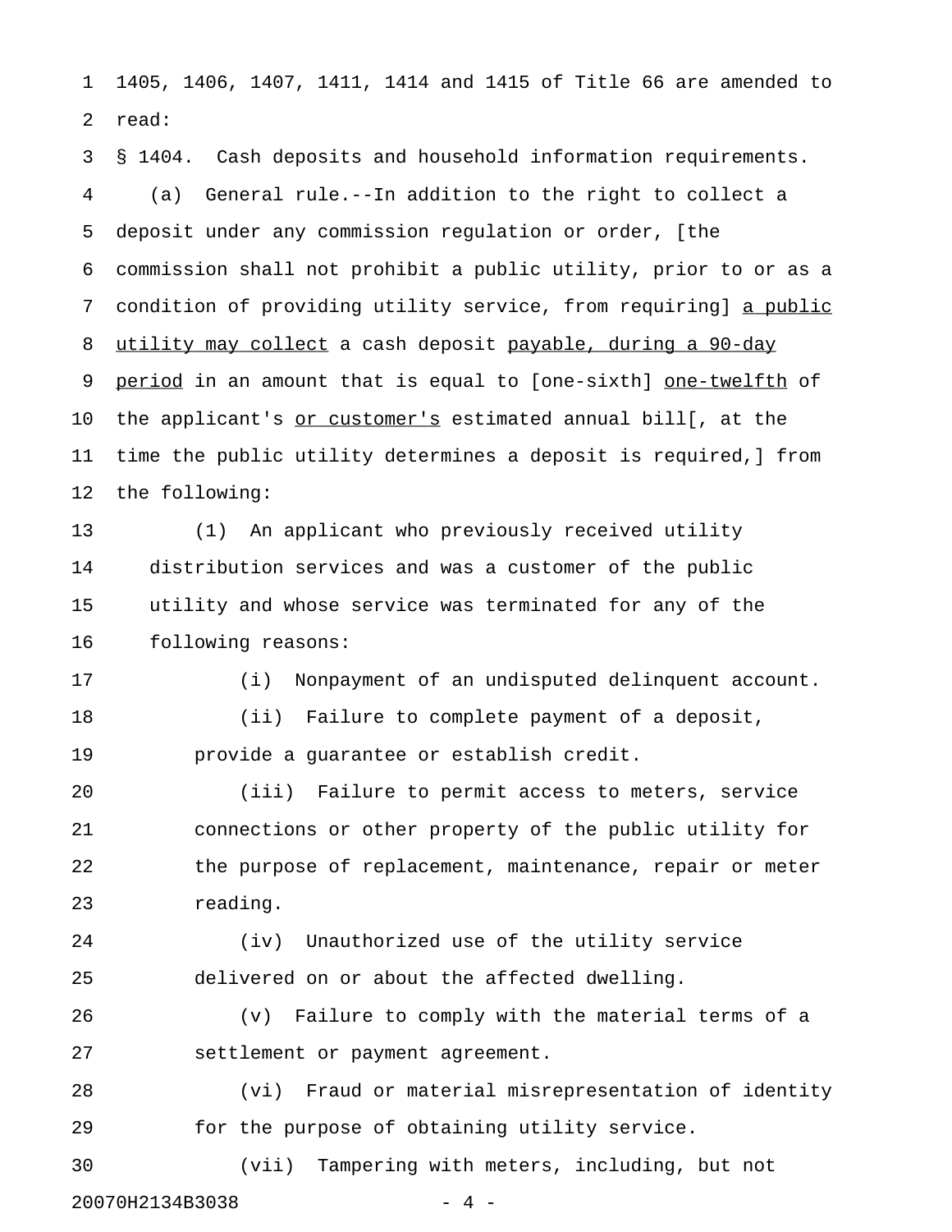1405, 1406, 1407, 1411, 1414 and 1415 of Title 66 are amended to read:

§ 1404. Cash deposits and household information requirements.

(a) General rule.--In addition to the right to collect a deposit under any commission regulation or order, [the commission shall not prohibit a public utility, prior to or as a condition of providing utility service, from requiring] <u>a public utility may collect</u> a cash deposit <u>payable, during a 90-day period</u> in an amount that is equal to [one-sixth] <u>one-twelfth</u> of the applicant's <u>or customer's</u> estimated annual bill[, at the time the public utility determines a deposit is required,] from the following:

(1) An applicant who previously received utility distribution services and was a customer of the public utility and whose service was terminated for any of the following reasons:

(i) Nonpayment of an undisputed delinquent account.

(ii) Failure to complete payment of a deposit, provide a guarantee or establish credit.

(iii) Failure to permit access to meters, service connections or other property of the public utility for the purpose of replacement, maintenance, repair or meter reading.

(iv) Unauthorized use of the utility service delivered on or about the affected dwelling.

(v) Failure to comply with the material terms of a settlement or payment agreement.

(vi) Fraud or material misrepresentation of identity for the purpose of obtaining utility service.

(vii) Tampering with meters, including, but not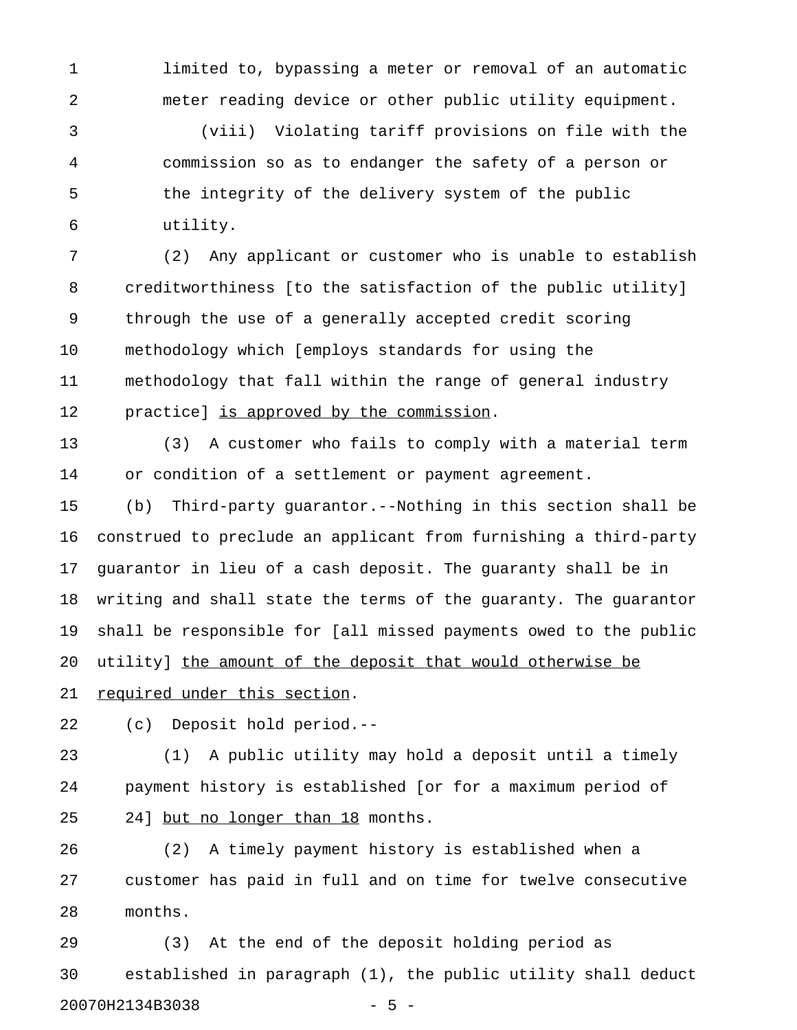limited to, bypassing a meter or removal of an automatic meter reading device or other public utility equipment.

(viii) Violating tariff provisions on file with the commission so as to endanger the safety of a person or the integrity of the delivery system of the public utility.

(2) Any applicant or customer who is unable to establish creditworthiness [to the satisfaction of the public utility] through the use of a generally accepted credit scoring methodology which [employs standards for using the methodology that fall within the range of general industry practice] <u>is approved by the commission</u>.

(3) A customer who fails to comply with a material term or condition of a settlement or payment agreement.

(b) Third-party guarantor.--Nothing in this section shall be construed to preclude an applicant from furnishing a third-party guarantor in lieu of a cash deposit. The guaranty shall be in writing and shall state the terms of the guaranty. The guarantor shall be responsible for [all missed payments owed to the public utility] <u>the amount of the deposit that would otherwise be required under this section</u>.

(c) Deposit hold period.--

(1) A public utility may hold a deposit until a timely payment history is established [or for a maximum period of 24] <u>but no longer than 18</u> months.

(2) A timely payment history is established when a customer has paid in full and on time for twelve consecutive months.

(3) At the end of the deposit holding period as established in paragraph (1), the public utility shall deduct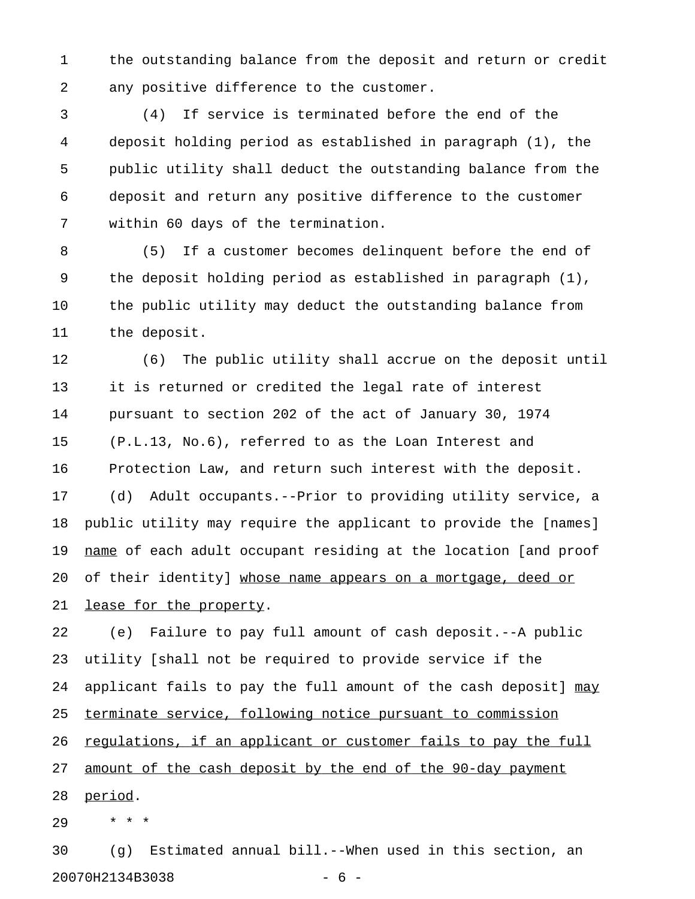the outstanding balance from the deposit and return or credit any positive difference to the customer.

(4) If service is terminated before the end of the deposit holding period as established in paragraph (1), the public utility shall deduct the outstanding balance from the deposit and return any positive difference to the customer within 60 days of the termination.

(5) If a customer becomes delinquent before the end of the deposit holding period as established in paragraph (1), the public utility may deduct the outstanding balance from the deposit.

(6) The public utility shall accrue on the deposit until it is returned or credited the legal rate of interest pursuant to section 202 of the act of January 30, 1974 (P.L.13, No.6), referred to as the Loan Interest and Protection Law, and return such interest with the deposit.

(d) Adult occupants.--Prior to providing utility service, a public utility may require the applicant to provide the [names] <u>name</u> of each adult occupant residing at the location [and proof of their identity] <u>whose name appears on a mortgage, deed or lease for the property</u>.

(e) Failure to pay full amount of cash deposit.--A public utility [shall not be required to provide service if the applicant fails to pay the full amount of the cash deposit] <u>may terminate service, following notice pursuant to commission regulations, if an applicant or customer fails to pay the full amount of the cash deposit by the end of the 90-day payment period</u>.

* * *

(g) Estimated annual bill.--When used in this section, an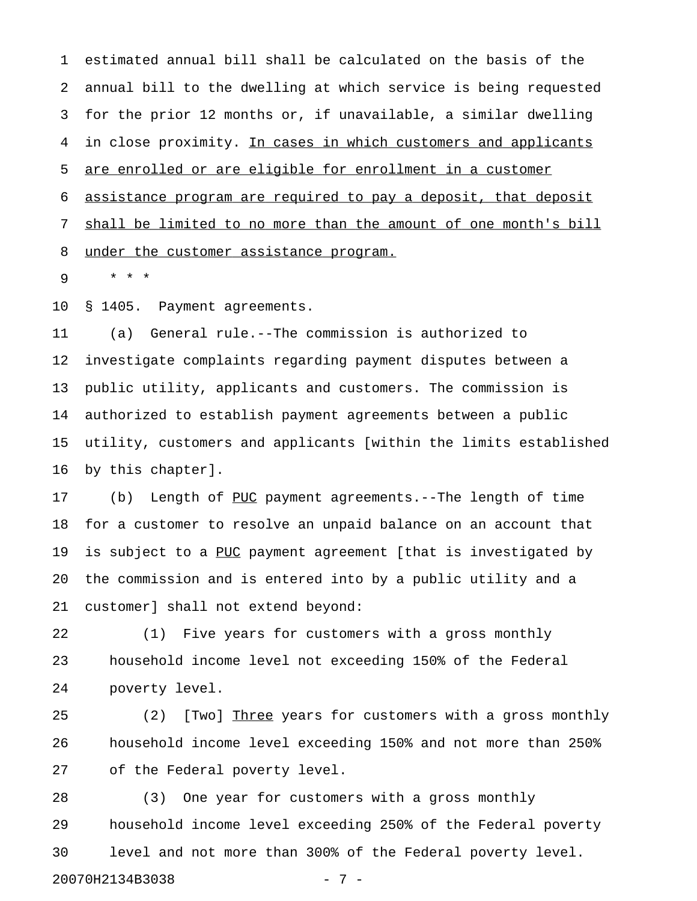estimated annual bill shall be calculated on the basis of the annual bill to the dwelling at which service is being requested for the prior 12 months or, if unavailable, a similar dwelling in close proximity. <u>In cases in which customers and applicants are enrolled or are eligible for enrollment in a customer assistance program are required to pay a deposit, that deposit shall be limited to no more than the amount of one month's bill under the customer assistance program.</u>

\* \* \*

§ 1405. Payment agreements.

(a) General rule.--The commission is authorized to investigate complaints regarding payment disputes between a public utility, applicants and customers. The commission is authorized to establish payment agreements between a public utility, customers and applicants [within the limits established by this chapter].

(b) Length of <u>PUC</u> payment agreements.--The length of time for a customer to resolve an unpaid balance on an account that is subject to a <u>PUC</u> payment agreement [that is investigated by the commission and is entered into by a public utility and a customer] shall not extend beyond:

(1) Five years for customers with a gross monthly household income level not exceeding 150% of the Federal poverty level.

(2) [Two] <u>Three</u> years for customers with a gross monthly household income level exceeding 150% and not more than 250% of the Federal poverty level.

(3) One year for customers with a gross monthly household income level exceeding 250% of the Federal poverty level and not more than 300% of the Federal poverty level.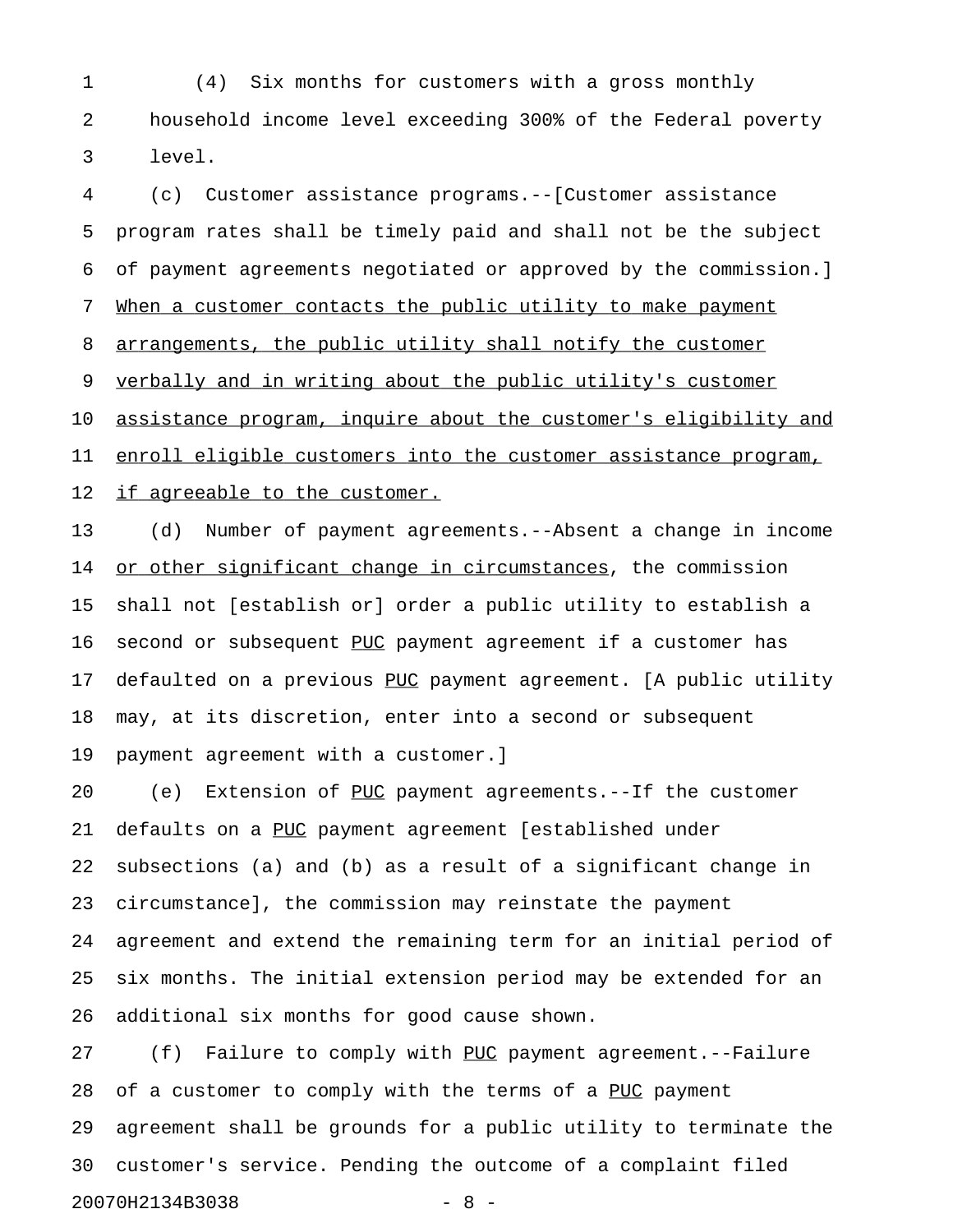(4) Six months for customers with a gross monthly household income level exceeding 300% of the Federal poverty level.

(c) Customer assistance programs.--[Customer assistance program rates shall be timely paid and shall not be the subject of payment agreements negotiated or approved by the commission.] When a customer contacts the public utility to make payment arrangements, the public utility shall notify the customer verbally and in writing about the public utility's customer assistance program, inquire about the customer's eligibility and enroll eligible customers into the customer assistance program, if agreeable to the customer.

(d) Number of payment agreements.--Absent a change in income or other significant change in circumstances, the commission shall not [establish or] order a public utility to establish a second or subsequent PUC payment agreement if a customer has defaulted on a previous PUC payment agreement. [A public utility may, at its discretion, enter into a second or subsequent payment agreement with a customer.]

(e) Extension of PUC payment agreements.--If the customer defaults on a PUC payment agreement [established under subsections (a) and (b) as a result of a significant change in circumstance], the commission may reinstate the payment agreement and extend the remaining term for an initial period of six months. The initial extension period may be extended for an additional six months for good cause shown.

(f) Failure to comply with PUC payment agreement.--Failure of a customer to comply with the terms of a PUC payment agreement shall be grounds for a public utility to terminate the customer's service. Pending the outcome of a complaint filed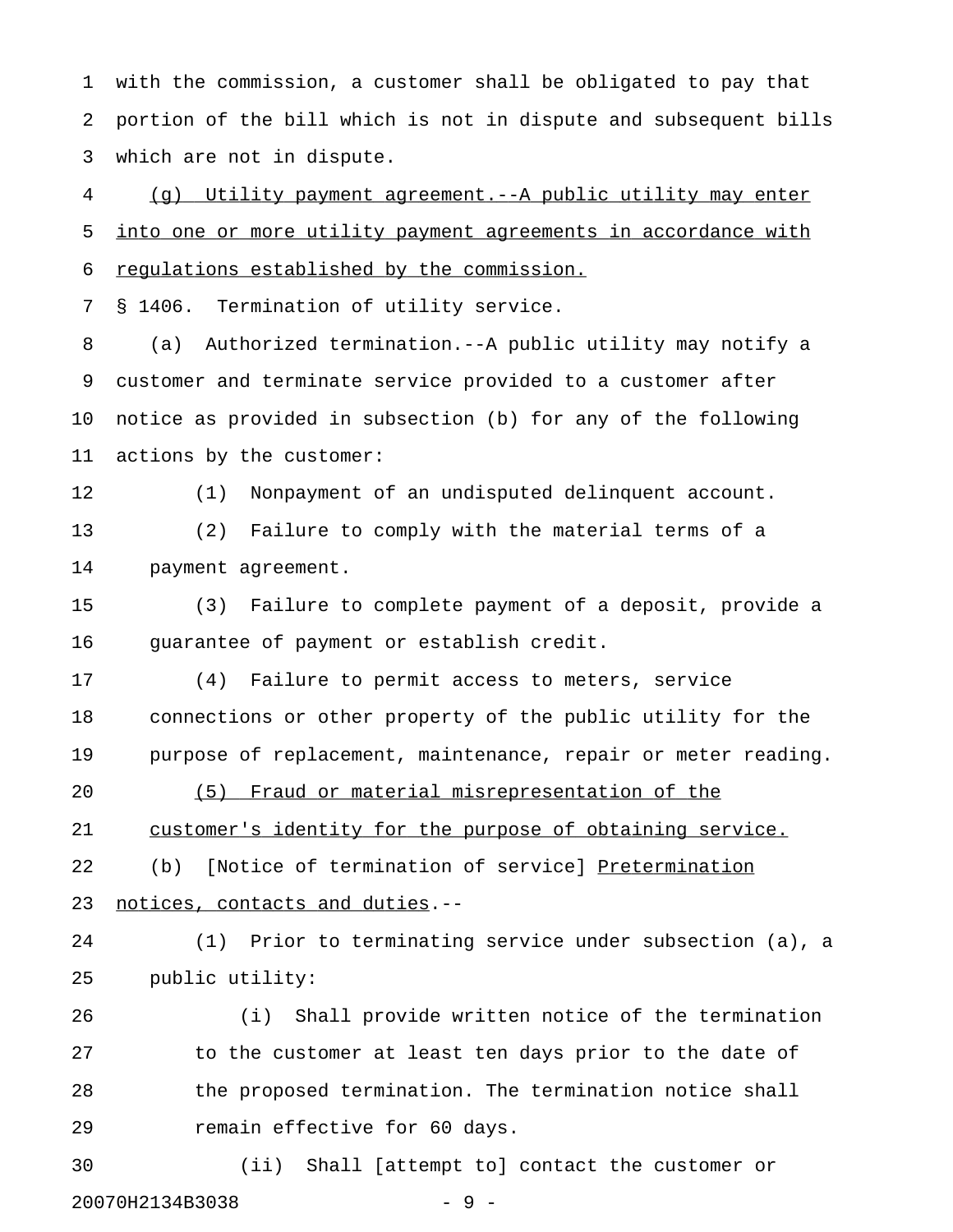with the commission, a customer shall be obligated to pay that portion of the bill which is not in dispute and subsequent bills which are not in dispute.

(g) Utility payment agreement.--A public utility may enter into one or more utility payment agreements in accordance with regulations established by the commission.

§ 1406. Termination of utility service.

(a) Authorized termination.--A public utility may notify a customer and terminate service provided to a customer after notice as provided in subsection (b) for any of the following actions by the customer:

(1) Nonpayment of an undisputed delinquent account.

(2) Failure to comply with the material terms of a payment agreement.

(3) Failure to complete payment of a deposit, provide a guarantee of payment or establish credit.

(4) Failure to permit access to meters, service connections or other property of the public utility for the purpose of replacement, maintenance, repair or meter reading.

(5) Fraud or material misrepresentation of the customer's identity for the purpose of obtaining service.

(b) [Notice of termination of service] Pretermination notices, contacts and duties.--

(1) Prior to terminating service under subsection (a), a public utility:

(i) Shall provide written notice of the termination to the customer at least ten days prior to the date of the proposed termination. The termination notice shall remain effective for 60 days.

(ii) Shall [attempt to] contact the customer or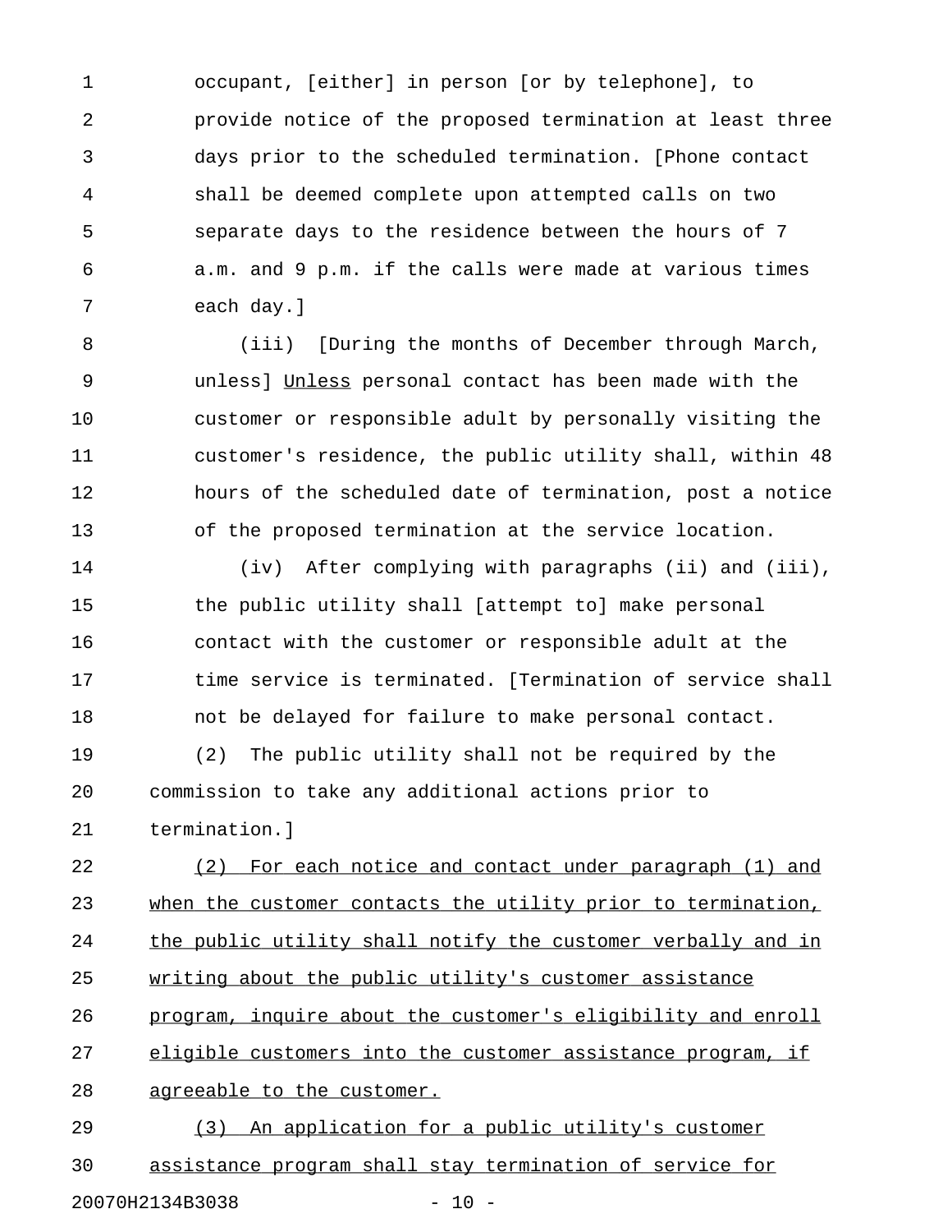occupant, [either] in person [or by telephone], to provide notice of the proposed termination at least three days prior to the scheduled termination. [Phone contact shall be deemed complete upon attempted calls on two separate days to the residence between the hours of 7 a.m. and 9 p.m. if the calls were made at various times each day.]

(iii) [During the months of December through March, unless] <u>Unless</u> personal contact has been made with the customer or responsible adult by personally visiting the customer's residence, the public utility shall, within 48 hours of the scheduled date of termination, post a notice of the proposed termination at the service location.

(iv) After complying with paragraphs (ii) and (iii), the public utility shall [attempt to] make personal contact with the customer or responsible adult at the time service is terminated. [Termination of service shall not be delayed for failure to make personal contact.

(2) The public utility shall not be required by the commission to take any additional actions prior to termination.]

<u>(2) For each notice and contact under paragraph (1) and when the customer contacts the utility prior to termination, the public utility shall notify the customer verbally and in writing about the public utility's customer assistance program, inquire about the customer's eligibility and enroll eligible customers into the customer assistance program, if agreeable to the customer.</u>

<u>(3) An application for a public utility's customer assistance program shall stay termination of service for</u>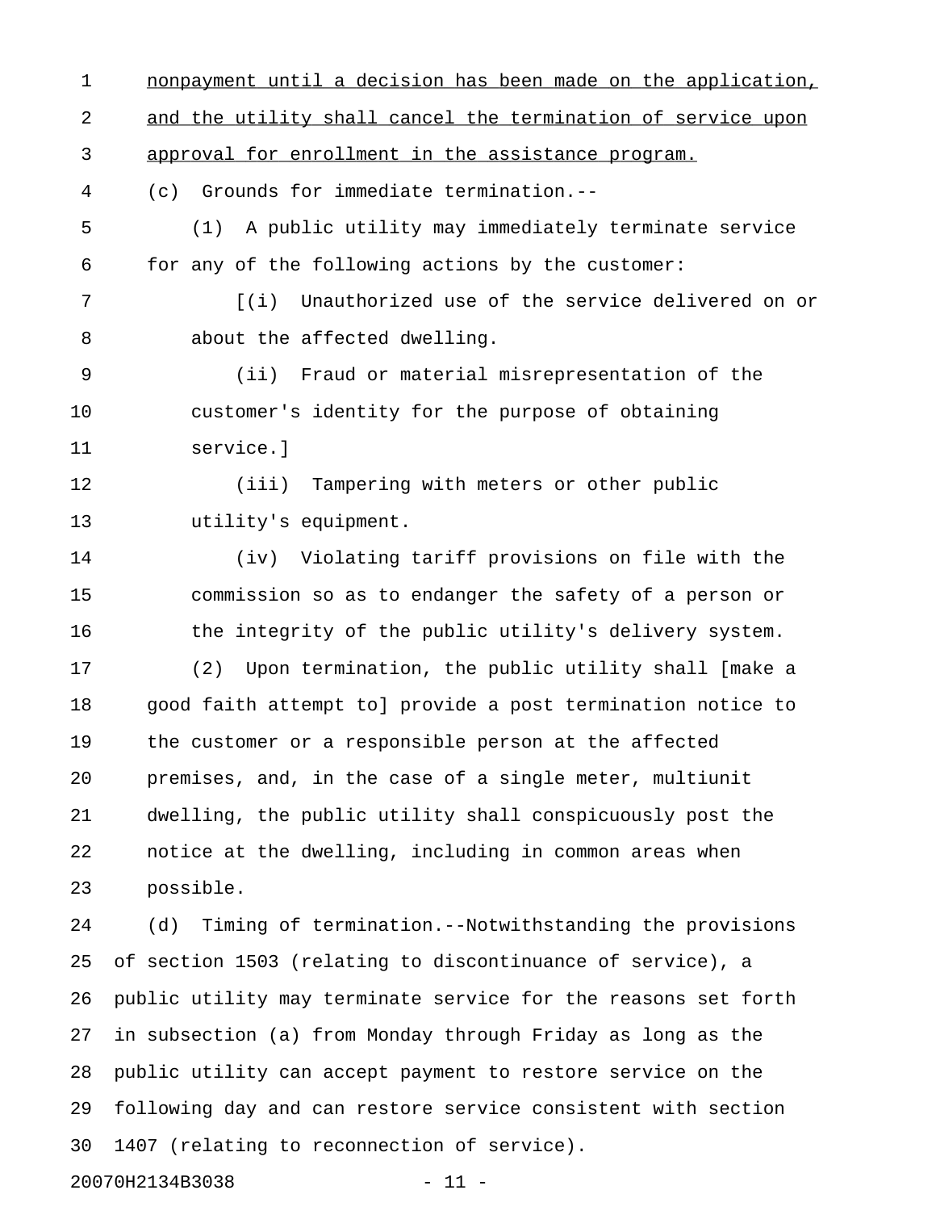nonpayment until a decision has been made on the application, and the utility shall cancel the termination of service upon approval for enrollment in the assistance program.

(c) Grounds for immediate termination.--

(1) A public utility may immediately terminate service for any of the following actions by the customer:

[(i) Unauthorized use of the service delivered on or about the affected dwelling.

(ii) Fraud or material misrepresentation of the customer's identity for the purpose of obtaining service.]

(iii) Tampering with meters or other public utility's equipment.

(iv) Violating tariff provisions on file with the commission so as to endanger the safety of a person or the integrity of the public utility's delivery system.

(2) Upon termination, the public utility shall [make a good faith attempt to] provide a post termination notice to the customer or a responsible person at the affected premises, and, in the case of a single meter, multiunit dwelling, the public utility shall conspicuously post the notice at the dwelling, including in common areas when possible.

(d) Timing of termination.--Notwithstanding the provisions of section 1503 (relating to discontinuance of service), a public utility may terminate service for the reasons set forth in subsection (a) from Monday through Friday as long as the public utility can accept payment to restore service on the following day and can restore service consistent with section 1407 (relating to reconnection of service).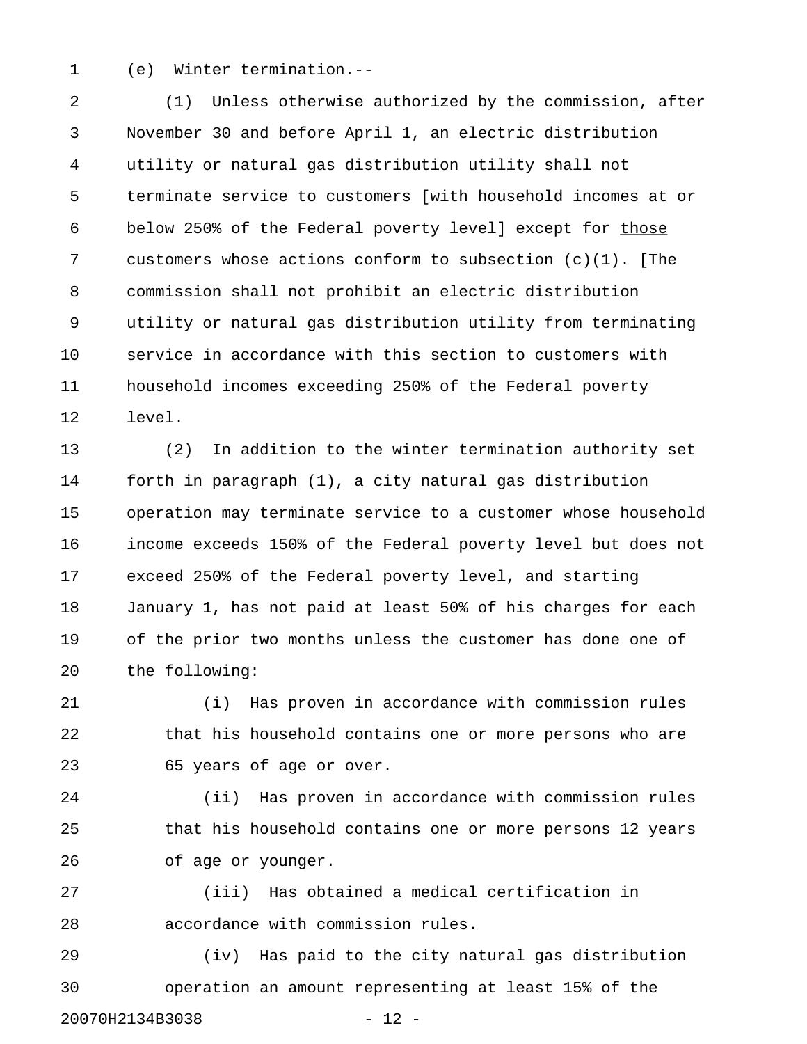(e) Winter termination.--

(1) Unless otherwise authorized by the commission, after November 30 and before April 1, an electric distribution utility or natural gas distribution utility shall not terminate service to customers [with household incomes at or below 250% of the Federal poverty level] except for <u>those</u> customers whose actions conform to subsection (c)(1). [The commission shall not prohibit an electric distribution utility or natural gas distribution utility from terminating service in accordance with this section to customers with household incomes exceeding 250% of the Federal poverty level.

(2) In addition to the winter termination authority set forth in paragraph (1), a city natural gas distribution operation may terminate service to a customer whose household income exceeds 150% of the Federal poverty level but does not exceed 250% of the Federal poverty level, and starting January 1, has not paid at least 50% of his charges for each of the prior two months unless the customer has done one of the following:

(i) Has proven in accordance with commission rules that his household contains one or more persons who are 65 years of age or over.

(ii) Has proven in accordance with commission rules that his household contains one or more persons 12 years of age or younger.

(iii) Has obtained a medical certification in accordance with commission rules.

(iv) Has paid to the city natural gas distribution operation an amount representing at least 15% of the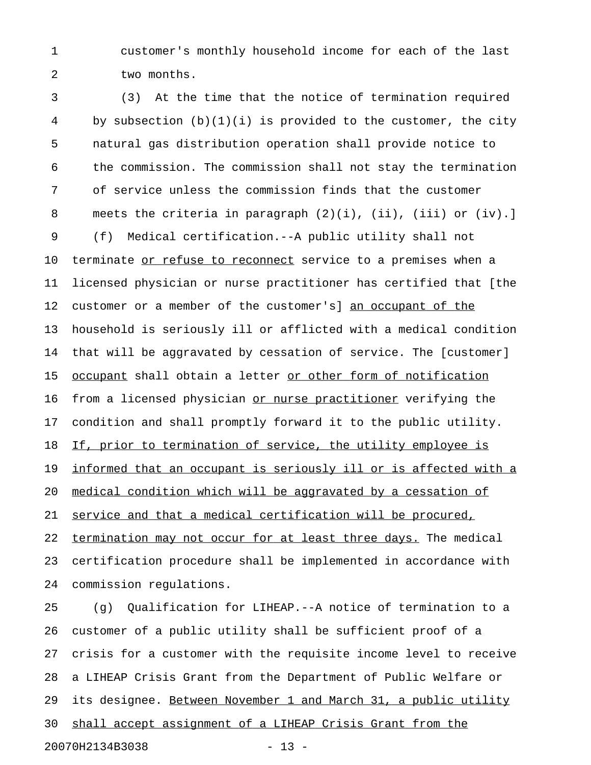customer's monthly household income for each of the last two months.

(3) At the time that the notice of termination required by subsection (b)(1)(i) is provided to the customer, the city natural gas distribution operation shall provide notice to the commission. The commission shall not stay the termination of service unless the commission finds that the customer meets the criteria in paragraph (2)(i), (ii), (iii) or (iv).]

(f) Medical certification.--A public utility shall not terminate <u>or refuse to reconnect</u> service to a premises when a licensed physician or nurse practitioner has certified that [the customer or a member of the customer's] <u>an occupant of the</u> household is seriously ill or afflicted with a medical condition that will be aggravated by cessation of service. The [customer] <u>occupant</u> shall obtain a letter <u>or other form of notification</u> from a licensed physician <u>or nurse practitioner</u> verifying the condition and shall promptly forward it to the public utility. <u>If, prior to termination of service, the utility employee is informed that an occupant is seriously ill or is affected with a medical condition which will be aggravated by a cessation of service and that a medical certification will be procured, termination may not occur for at least three days.</u> The medical certification procedure shall be implemented in accordance with commission regulations.

(g) Qualification for LIHEAP.--A notice of termination to a customer of a public utility shall be sufficient proof of a crisis for a customer with the requisite income level to receive a LIHEAP Crisis Grant from the Department of Public Welfare or its designee. <u>Between November 1 and March 31, a public utility shall accept assignment of a LIHEAP Crisis Grant from the</u>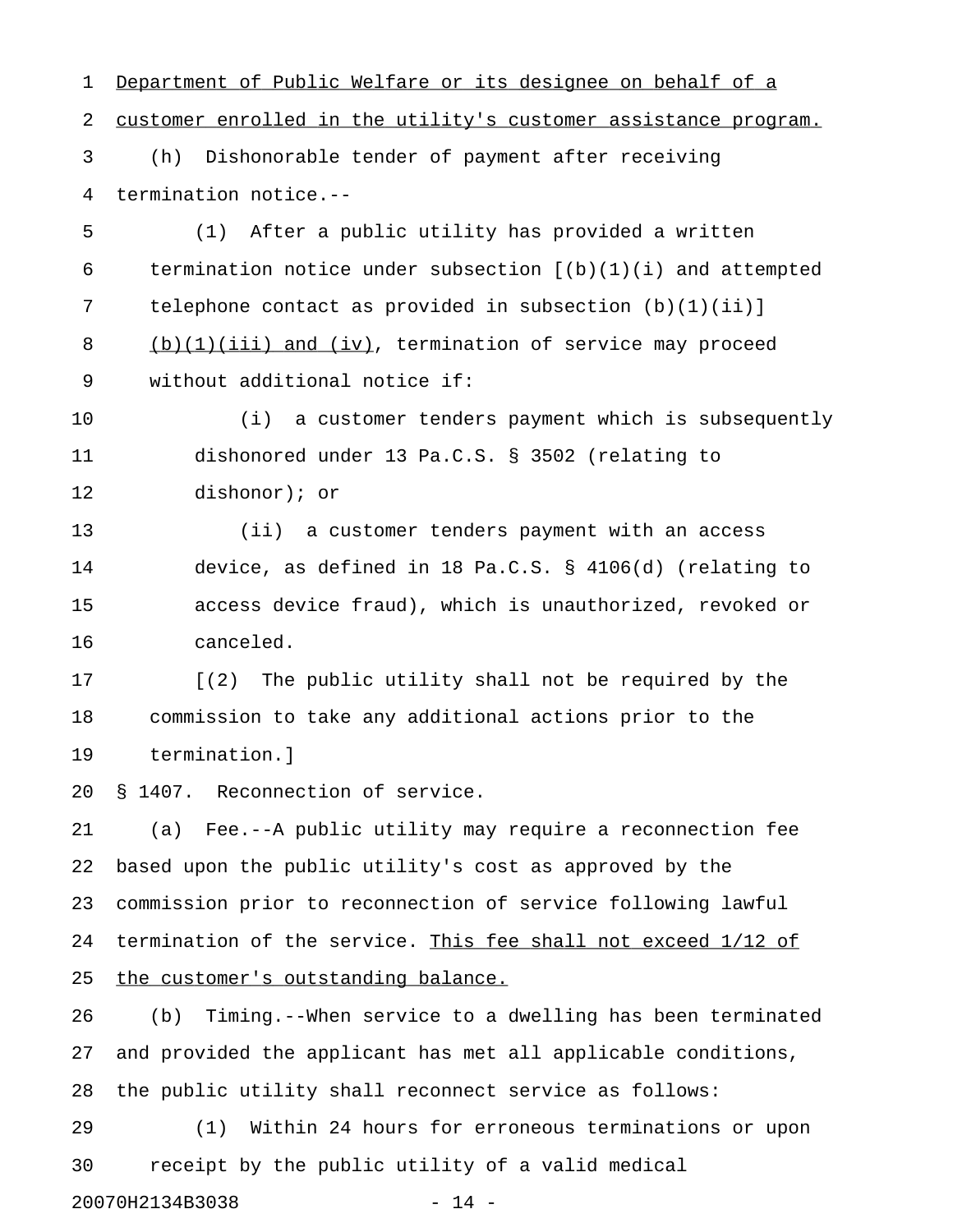Department of Public Welfare or its designee on behalf of a customer enrolled in the utility's customer assistance program.

(h) Dishonorable tender of payment after receiving termination notice.--

(1) After a public utility has provided a written termination notice under subsection [(b)(1)(i) and attempted telephone contact as provided in subsection (b)(1)(ii)] (b)(1)(iii) and (iv), termination of service may proceed without additional notice if:

(i) a customer tenders payment which is subsequently dishonored under 13 Pa.C.S. § 3502 (relating to dishonor); or

(ii) a customer tenders payment with an access device, as defined in 18 Pa.C.S. § 4106(d) (relating to access device fraud), which is unauthorized, revoked or canceled.

[(2) The public utility shall not be required by the commission to take any additional actions prior to the termination.]

§ 1407. Reconnection of service.

(a) Fee.--A public utility may require a reconnection fee based upon the public utility's cost as approved by the commission prior to reconnection of service following lawful termination of the service. This fee shall not exceed 1/12 of the customer's outstanding balance.

(b) Timing.--When service to a dwelling has been terminated and provided the applicant has met all applicable conditions, the public utility shall reconnect service as follows:

(1) Within 24 hours for erroneous terminations or upon receipt by the public utility of a valid medical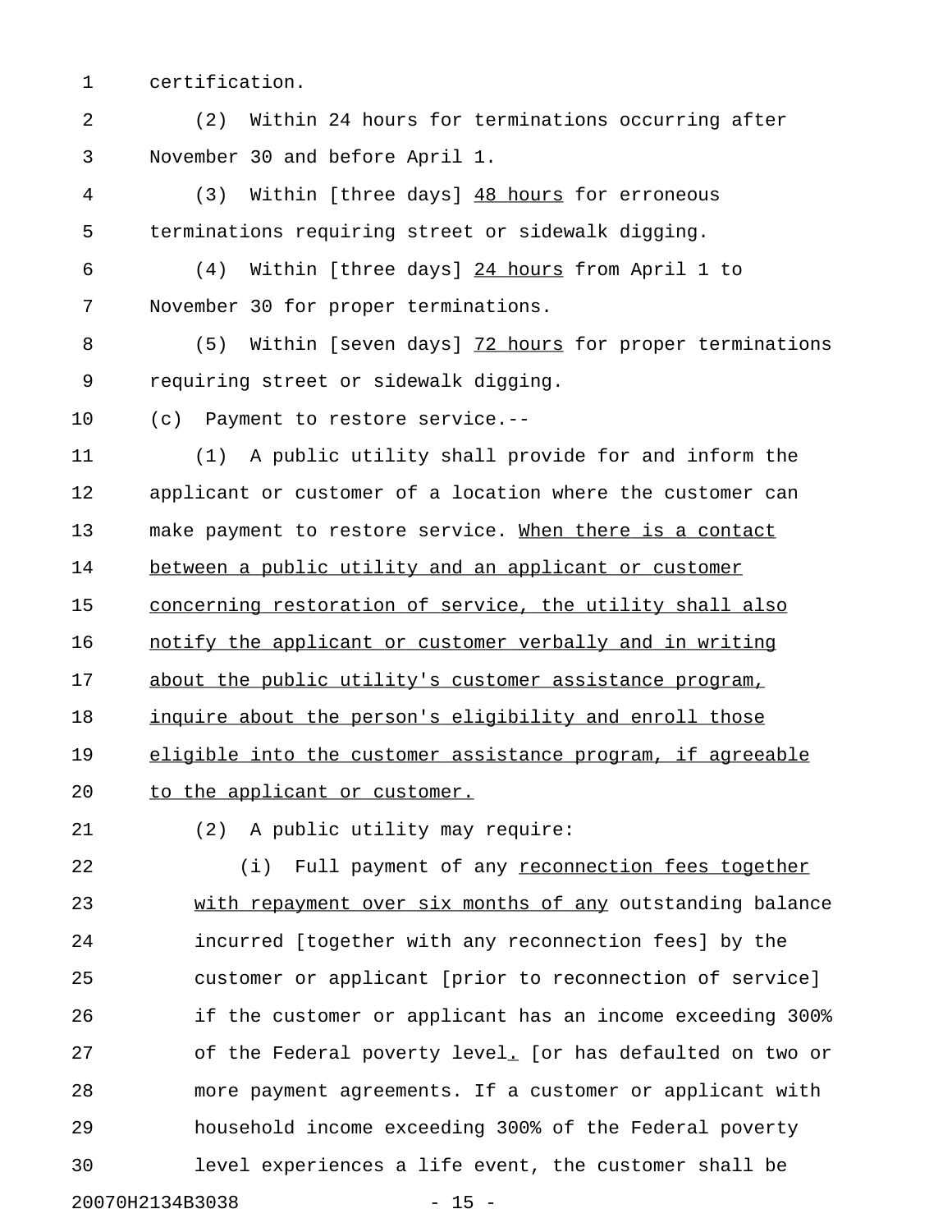certification.

(2) Within 24 hours for terminations occurring after November 30 and before April 1.

(3) Within [three days] <u>48 hours</u> for erroneous terminations requiring street or sidewalk digging.

(4) Within [three days] <u>24 hours</u> from April 1 to November 30 for proper terminations.

(5) Within [seven days] <u>72 hours</u> for proper terminations requiring street or sidewalk digging.

(c) Payment to restore service.--

(1) A public utility shall provide for and inform the applicant or customer of a location where the customer can make payment to restore service. <u>When there is a contact between a public utility and an applicant or customer concerning restoration of service, the utility shall also notify the applicant or customer verbally and in writing about the public utility's customer assistance program, inquire about the person's eligibility and enroll those eligible into the customer assistance program, if agreeable to the applicant or customer.</u>

(2) A public utility may require:

(i) Full payment of any <u>reconnection fees together with repayment over six months of any</u> outstanding balance incurred [together with any reconnection fees] by the customer or applicant [prior to reconnection of service] if the customer or applicant has an income exceeding 300% of the Federal poverty level<u>.</u> [or has defaulted on two or more payment agreements. If a customer or applicant with household income exceeding 300% of the Federal poverty level experiences a life event, the customer shall be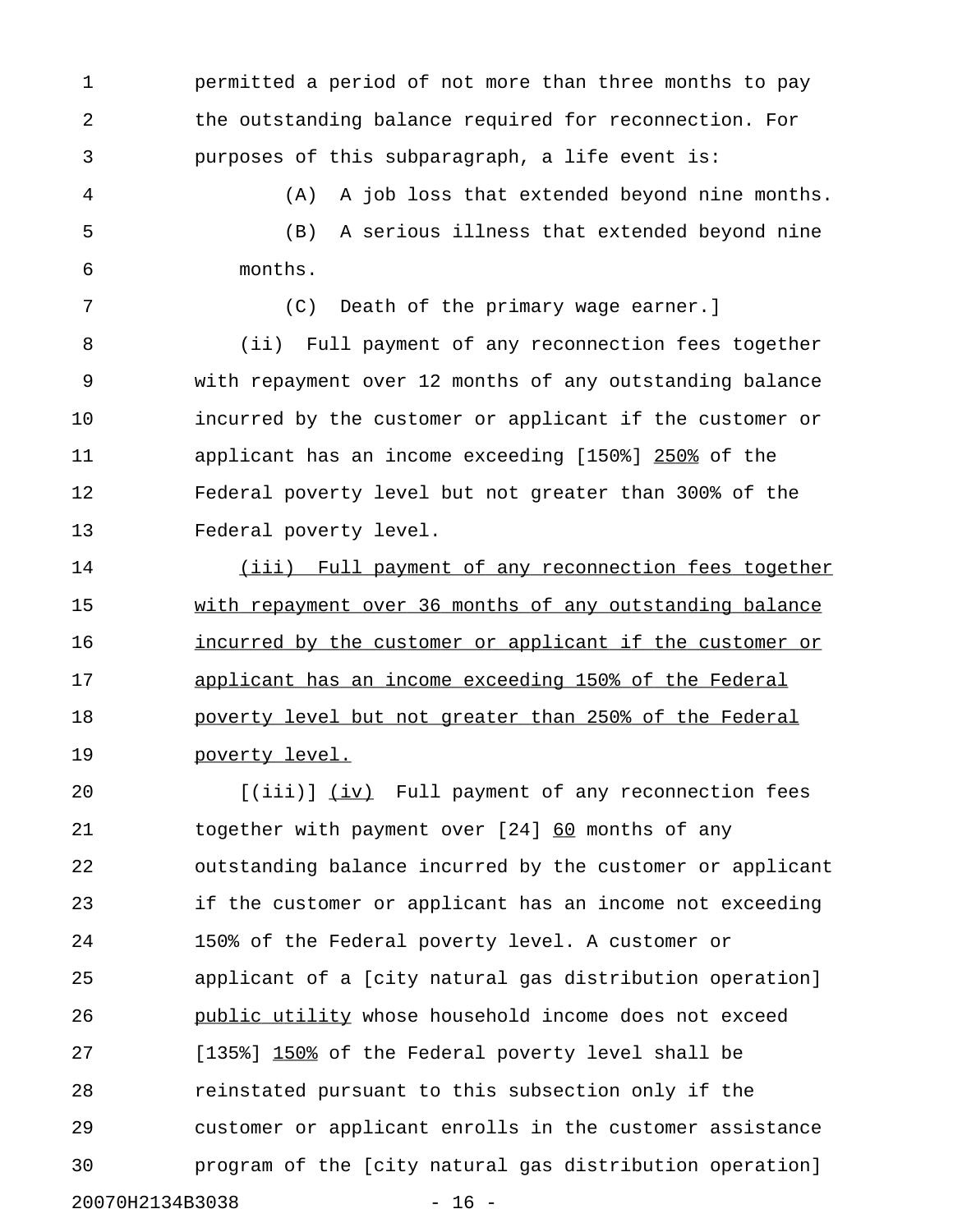permitted a period of not more than three months to pay the outstanding balance required for reconnection. For purposes of this subparagraph, a life event is:

(A) A job loss that extended beyond nine months.

(B) A serious illness that extended beyond nine months.

(C) Death of the primary wage earner.]

(ii) Full payment of any reconnection fees together with repayment over 12 months of any outstanding balance incurred by the customer or applicant if the customer or applicant has an income exceeding [150%] <u>250%</u> of the Federal poverty level but not greater than 300% of the Federal poverty level.

<u>(iii) Full payment of any reconnection fees together with repayment over 36 months of any outstanding balance incurred by the customer or applicant if the customer or applicant has an income exceeding 150% of the Federal poverty level but not greater than 250% of the Federal poverty level.</u>

[(iii)] <u>(iv)</u> Full payment of any reconnection fees together with payment over [24] <u>60</u> months of any outstanding balance incurred by the customer or applicant if the customer or applicant has an income not exceeding 150% of the Federal poverty level. A customer or applicant of a [city natural gas distribution operation] <u>public utility</u> whose household income does not exceed [135%] <u>150%</u> of the Federal poverty level shall be reinstated pursuant to this subsection only if the customer or applicant enrolls in the customer assistance program of the [city natural gas distribution operation]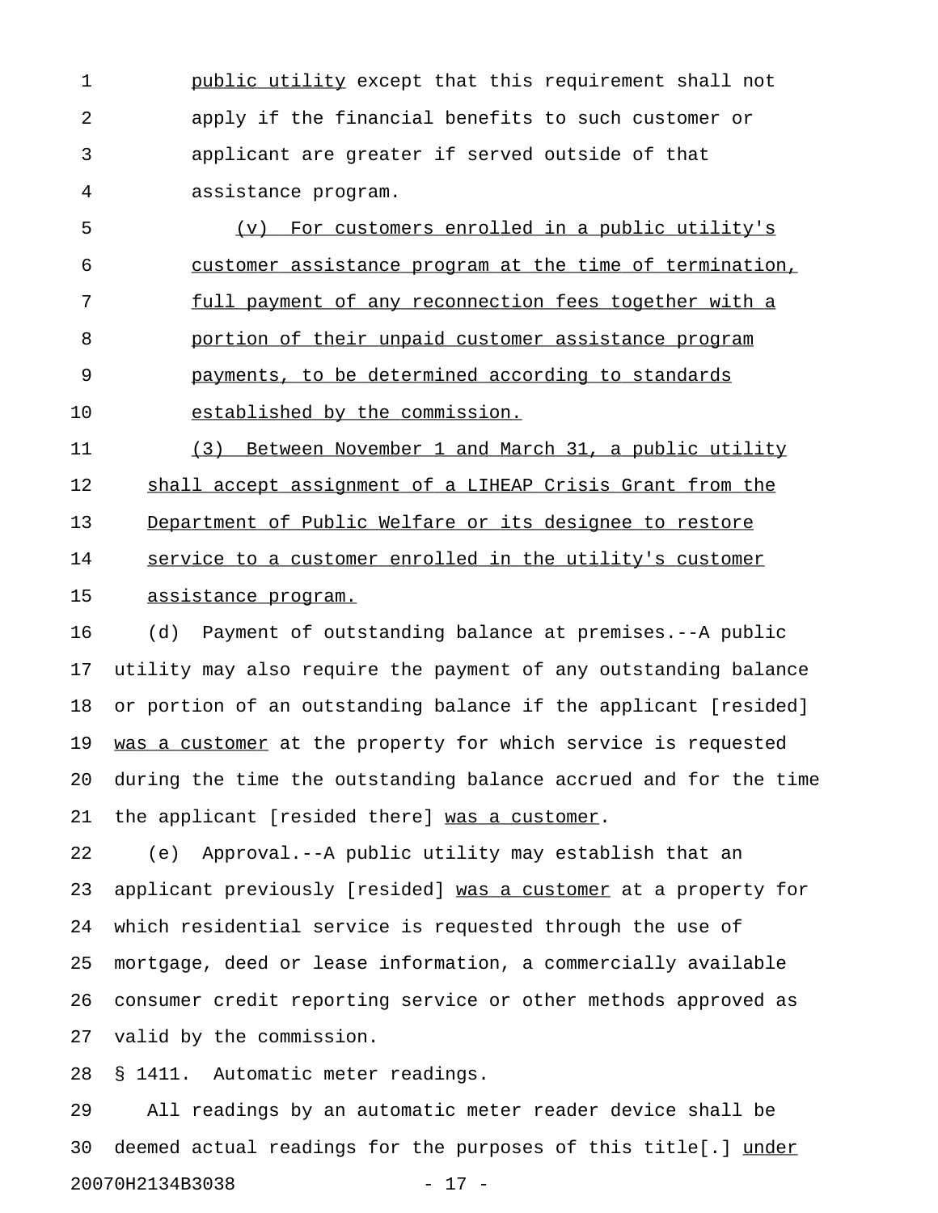public utility except that this requirement shall not apply if the financial benefits to such customer or applicant are greater if served outside of that assistance program.

(v) For customers enrolled in a public utility's customer assistance program at the time of termination, full payment of any reconnection fees together with a portion of their unpaid customer assistance program payments, to be determined according to standards established by the commission.

(3) Between November 1 and March 31, a public utility shall accept assignment of a LIHEAP Crisis Grant from the Department of Public Welfare or its designee to restore service to a customer enrolled in the utility's customer assistance program.

(d) Payment of outstanding balance at premises.--A public utility may also require the payment of any outstanding balance or portion of an outstanding balance if the applicant [resided] was a customer at the property for which service is requested during the time the outstanding balance accrued and for the time the applicant [resided there] was a customer.

(e) Approval.--A public utility may establish that an applicant previously [resided] was a customer at a property for which residential service is requested through the use of mortgage, deed or lease information, a commercially available consumer credit reporting service or other methods approved as valid by the commission.

§ 1411. Automatic meter readings.

All readings by an automatic meter reader device shall be deemed actual readings for the purposes of this title[.] under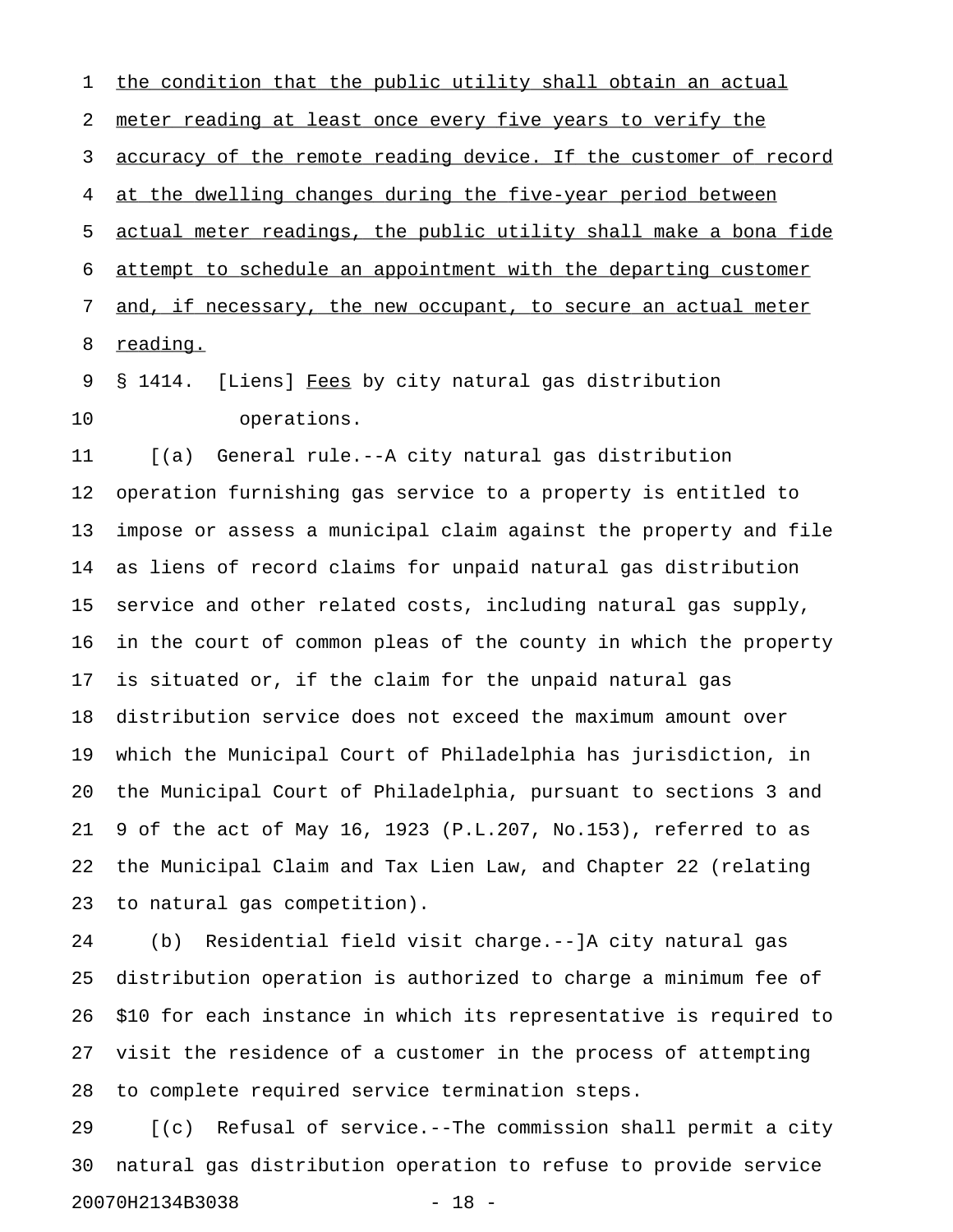the condition that the public utility shall obtain an actual meter reading at least once every five years to verify the accuracy of the remote reading device. If the customer of record at the dwelling changes during the five-year period between actual meter readings, the public utility shall make a bona fide attempt to schedule an appointment with the department customer and, if necessary, the new occupant, to secure an actual meter reading.

§ 1414. [Liens] Fees by city natural gas distribution operations.

[(a) General rule.--A city natural gas distribution operation furnishing gas service to a property is entitled to impose or assess a municipal claim against the property and file as liens of record claims for unpaid natural gas distribution service and other related costs, including natural gas supply, in the court of common pleas of the county in which the property is situated or, if the claim for the unpaid natural gas distribution service does not exceed the maximum amount over which the Municipal Court of Philadelphia has jurisdiction, in the Municipal Court of Philadelphia, pursuant to sections 3 and 9 of the act of May 16, 1923 (P.L.207, No.153), referred to as the Municipal Claim and Tax Lien Law, and Chapter 22 (relating to natural gas competition).

(b) Residential field visit charge.--]A city natural gas distribution operation is authorized to charge a minimum fee of $10 for each instance in which its representative is required to visit the residence of a customer in the process of attempting to complete required service termination steps.

[(c) Refusal of service.--The commission shall permit a city natural gas distribution operation to refuse to provide service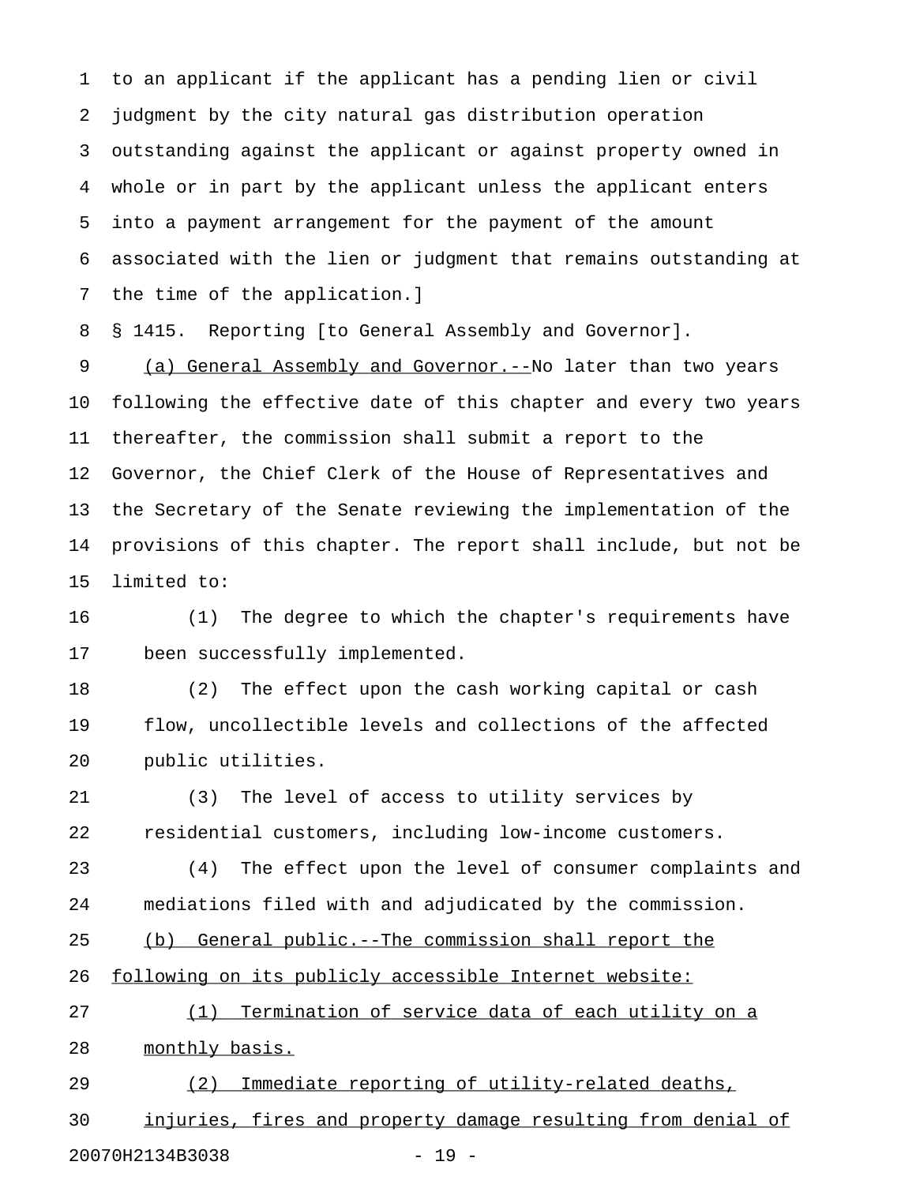to an applicant if the applicant has a pending lien or civil judgment by the city natural gas distribution operation outstanding against the applicant or against property owned in whole or in part by the applicant unless the applicant enters into a payment arrangement for the payment of the amount associated with the lien or judgment that remains outstanding at the time of the application.]

§ 1415. Reporting [to General Assembly and Governor].

<u>(a) General Assembly and Governor.--</u>No later than two years following the effective date of this chapter and every two years thereafter, the commission shall submit a report to the Governor, the Chief Clerk of the House of Representatives and the Secretary of the Senate reviewing the implementation of the provisions of this chapter. The report shall include, but not be limited to:

(1) The degree to which the chapter's requirements have been successfully implemented.

(2) The effect upon the cash working capital or cash flow, uncollectible levels and collections of the affected public utilities.

(3) The level of access to utility services by residential customers, including low-income customers.

(4) The effect upon the level of consumer complaints and mediations filed with and adjudicated by the commission.

<u>(b) General public.--The commission shall report the following on its publicly accessible Internet website:</u>

<u>(1) Termination of service data of each utility on a monthly basis.</u>

<u>(2) Immediate reporting of utility-related deaths, injuries, fires and property damage resulting from denial of</u>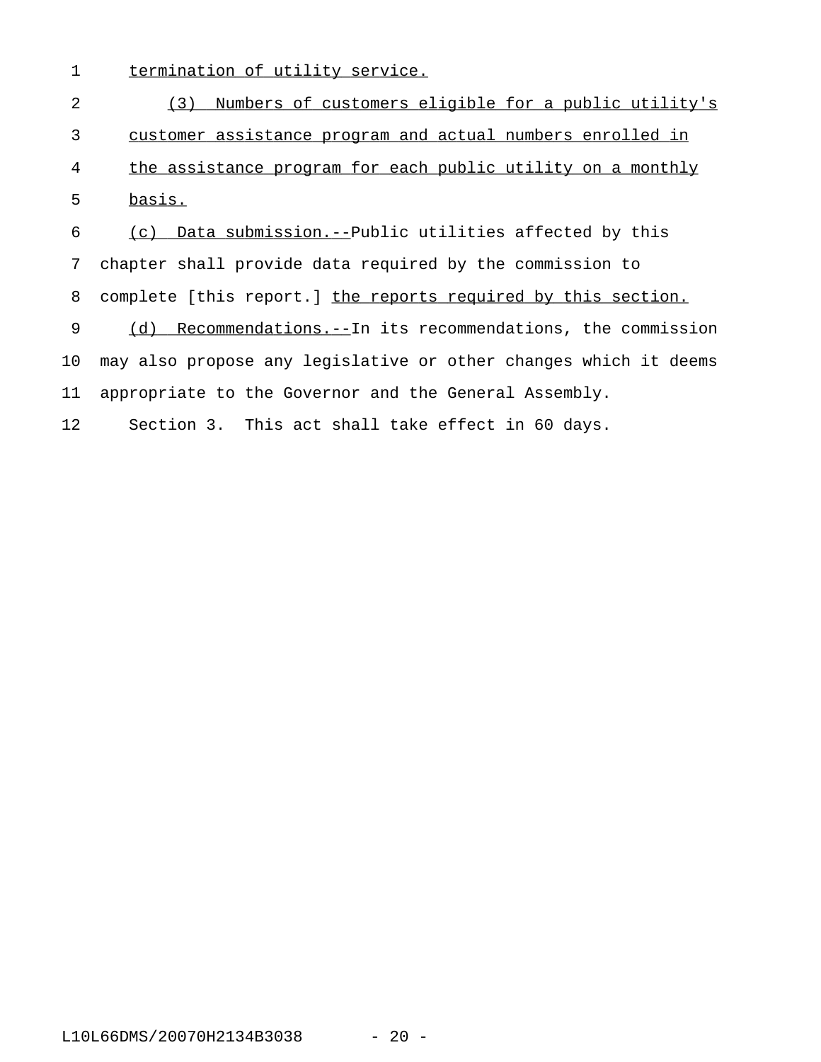termination of utility service.

(3) Numbers of customers eligible for a public utility's customer assistance program and actual numbers enrolled in the assistance program for each public utility on a monthly basis.

(c) Data submission.--Public utilities affected by this chapter shall provide data required by the commission to complete [this report.] the reports required by this section.

(d) Recommendations.--In its recommendations, the commission may also propose any legislative or other changes which it deems appropriate to the Governor and the General Assembly.

Section 3. This act shall take effect in 60 days.